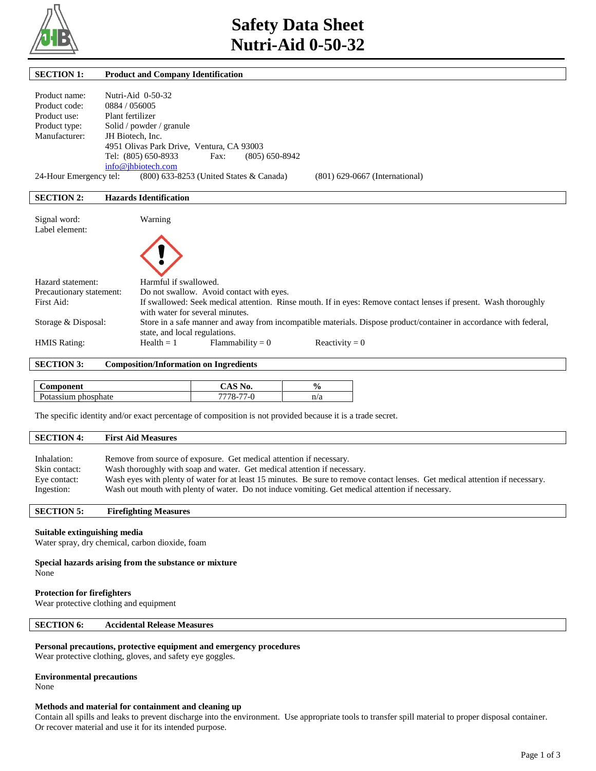# Safety Data Sheet
# Nutri-Aid 0-50-32

## SECTION 1: Product and Company Identification

Product name: Nutri-Aid 0-50-32
Product code: 0884 / 056005
Product use: Plant fertilizer
Product type: Solid / powder / granule
Manufacturer: JH Biotech, Inc.
4951 Olivas Park Drive, Ventura, CA 93003
Tel: (805) 650-8933 Fax: (805) 650-8942
info@jhbiotech.com
24-Hour Emergency tel: (800) 633-8253 (United States & Canada) (801) 629-0667 (International)

## SECTION 2: Hazards Identification

Signal word: Warning
Label element:

Hazard statement: Harmful if swallowed.
Precautionary statement: Do not swallow. Avoid contact with eyes.
First Aid: If swallowed: Seek medical attention. Rinse mouth. If in eyes: Remove contact lenses if present. Wash thoroughly with water for several minutes.
Storage & Disposal: Store in a safe manner and away from incompatible materials. Dispose product/container in accordance with federal, state, and local regulations.
HMIS Rating: Health = 1 Flammability = 0 Reactivity = 0

## SECTION 3: Composition/Information on Ingredients

| Component | CAS No. | % |
|---|---|---|
| Potassium phosphate | 7778-77-0 | n/a |

The specific identity and/or exact percentage of composition is not provided because it is a trade secret.

## SECTION 4: First Aid Measures

Inhalation: Remove from source of exposure. Get medical attention if necessary.
Skin contact: Wash thoroughly with soap and water. Get medical attention if necessary.
Eye contact: Wash eyes with plenty of water for at least 15 minutes. Be sure to remove contact lenses. Get medical attention if necessary.
Ingestion: Wash out mouth with plenty of water. Do not induce vomiting. Get medical attention if necessary.

## SECTION 5: Firefighting Measures

**Suitable extinguishing media**
Water spray, dry chemical, carbon dioxide, foam

**Special hazards arising from the substance or mixture**
None

**Protection for firefighters**
Wear protective clothing and equipment

## SECTION 6: Accidental Release Measures

**Personal precautions, protective equipment and emergency procedures**
Wear protective clothing, gloves, and safety eye goggles.

**Environmental precautions**
None

**Methods and material for containment and cleaning up**
Contain all spills and leaks to prevent discharge into the environment. Use appropriate tools to transfer spill material to proper disposal container. Or recover material and use it for its intended purpose.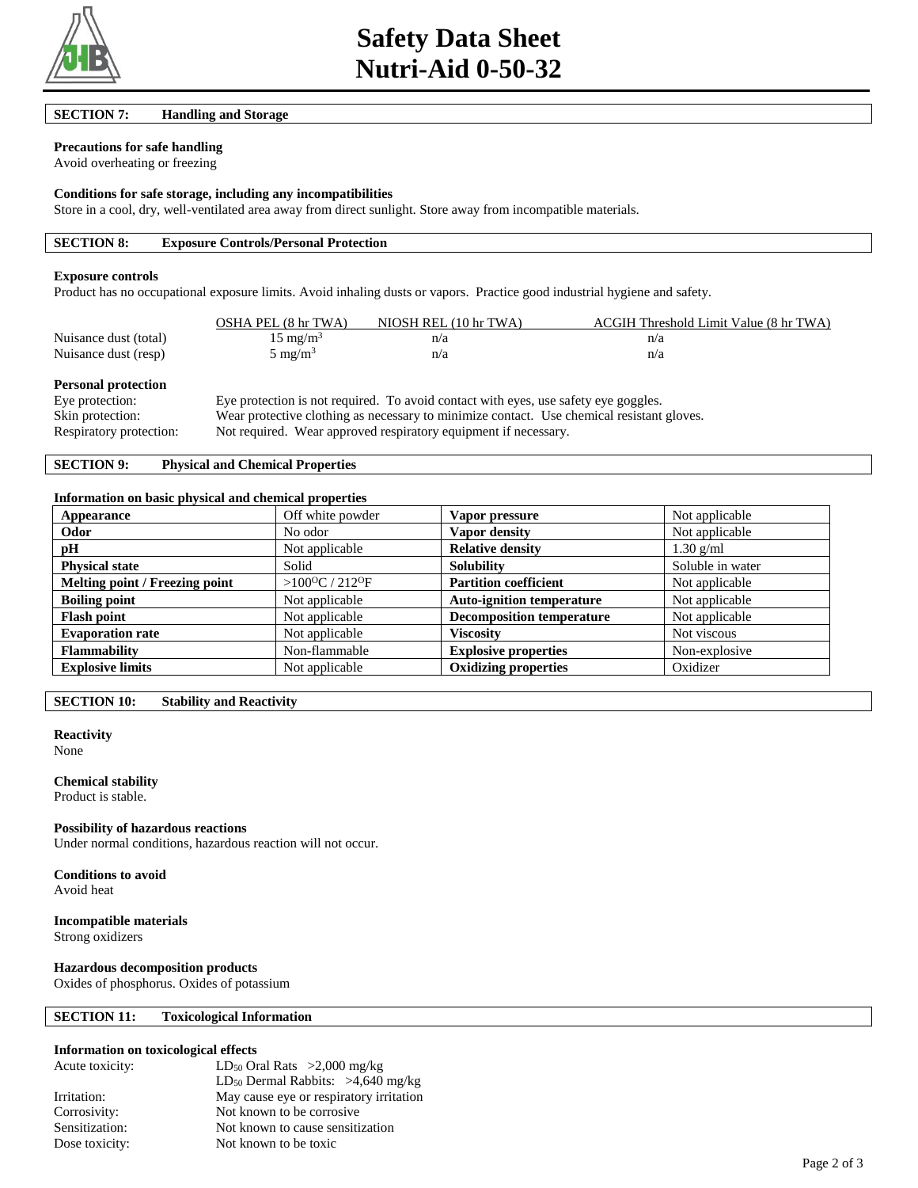# Safety Data Sheet
# Nutri-Aid 0-50-32

## SECTION 7: Handling and Storage

**Precautions for safe handling**
Avoid overheating or freezing

**Conditions for safe storage, including any incompatibilities**
Store in a cool, dry, well-ventilated area away from direct sunlight. Store away from incompatible materials.

## SECTION 8: Exposure Controls/Personal Protection

**Exposure controls**
Product has no occupational exposure limits. Avoid inhaling dusts or vapors. Practice good industrial hygiene and safety.

| | OSHA PEL (8 hr TWA) | NIOSH REL (10 hr TWA) | ACGIH Threshold Limit Value (8 hr TWA) |
|---|---|---|---|
| Nuisance dust (total) | 15 $mg/m^3$ | n/a | n/a |
| Nuisance dust (resp) | 5 $mg/m^3$ | n/a | n/a |

**Personal protection**

Eye protection: Eye protection is not required. To avoid contact with eyes, use safety eye goggles.
Skin protection: Wear protective clothing as necessary to minimize contact. Use chemical resistant gloves.
Respiratory protection: Not required. Wear approved respiratory equipment if necessary.

## SECTION 9: Physical and Chemical Properties

**Information on basic physical and chemical properties**

| Appearance | Off white powder | Vapor pressure | Not applicable |
|---|---|---|---|
| **Odor** | No odor | **Vapor density** | Not applicable |
| **pH** | Not applicable | **Relative density** | 1.30 g/ml |
| **Physical state** | Solid | **Solubility** | Soluble in water |
| **Melting point / Freezing point** | >100$^{O}$C / 212$^{O}$F | **Partition coefficient** | Not applicable |
| **Boiling point** | Not applicable | **Auto-ignition temperature** | Not applicable |
| **Flash point** | Not applicable | **Decomposition temperature** | Not applicable |
| **Evaporation rate** | Not applicable | **Viscosity** | Not viscous |
| **Flammability** | Non-flammable | **Explosive properties** | Non-explosive |
| **Explosive limits** | Not applicable | **Oxidizing properties** | Oxidizer |

## SECTION 10: Stability and Reactivity

**Reactivity**
None

**Chemical stability**
Product is stable.

**Possibility of hazardous reactions**
Under normal conditions, hazardous reaction will not occur.

**Conditions to avoid**
Avoid heat

**Incompatible materials**
Strong oxidizers

**Hazardous decomposition products**
Oxides of phosphorus. Oxides of potassium

## SECTION 11: Toxicological Information

**Information on toxicological effects**

Acute toxicity: $LD_{50}$ Oral Rats >2,000 mg/kg
$LD_{50}$ Dermal Rabbits: >4,640 mg/kg
Irritation: May cause eye or respiratory irritation
Corrosivity: Not known to be corrosive
Sensitization: Not known to cause sensitization
Dose toxicity: Not known to be toxic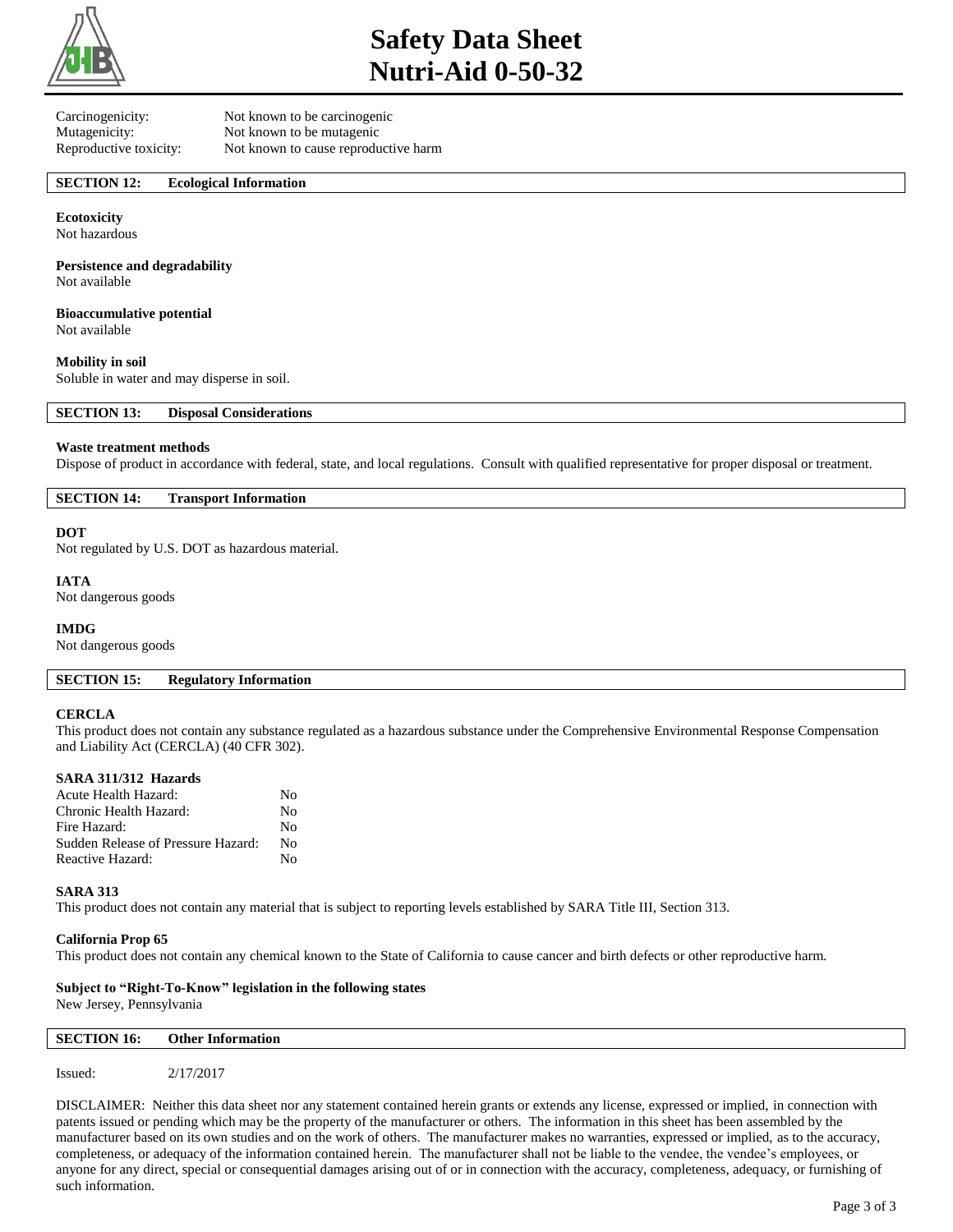| | |
|---|---|
| Carcinogenicity: | Not known to be carcinogenic |
| Mutagenicity: | Not known to be mutagenic |
| Reproductive toxicity: | Not known to cause reproductive harm |

## SECTION 12: Ecological Information

**Ecotoxicity**
Not hazardous

**Persistence and degradability**
Not available

**Bioaccumulative potential**
Not available

**Mobility in soil**
Soluble in water and may disperse in soil.

## SECTION 13: Disposal Considerations

**Waste treatment methods**
Dispose of product in accordance with federal, state, and local regulations. Consult with qualified representative for proper disposal or treatment.

## SECTION 14: Transport Information

**DOT**
Not regulated by U.S. DOT as hazardous material.

**IATA**
Not dangerous goods

**IMDG**
Not dangerous goods

## SECTION 15: Regulatory Information

**CERCLA**
This product does not contain any substance regulated as a hazardous substance under the Comprehensive Environmental Response Compensation and Liability Act (CERCLA) (40 CFR 302).

**SARA 311/312 Hazards**

| | |
|---|---|
| Acute Health Hazard: | No |
| Chronic Health Hazard: | No |
| Fire Hazard: | No |
| Sudden Release of Pressure Hazard: | No |
| Reactive Hazard: | No |

**SARA 313**
This product does not contain any material that is subject to reporting levels established by SARA Title III, Section 313.

**California Prop 65**
This product does not contain any chemical known to the State of California to cause cancer and birth defects or other reproductive harm.

**Subject to "Right-To-Know" legislation in the following states**
New Jersey, Pennsylvania

## SECTION 16: Other Information

Issued: 2/17/2017

DISCLAIMER: Neither this data sheet nor any statement contained herein grants or extends any license, expressed or implied, in connection with patents issued or pending which may be the property of the manufacturer or others. The information in this sheet has been assembled by the manufacturer based on its own studies and on the work of others. The manufacturer makes no warranties, expressed or implied, as to the accuracy, completeness, or adequacy of the information contained herein. The manufacturer shall not be liable to the vendee, the vendee's employees, or anyone for any direct, special or consequential damages arising out of or in connection with the accuracy, completeness, adequacy, or furnishing of such information.